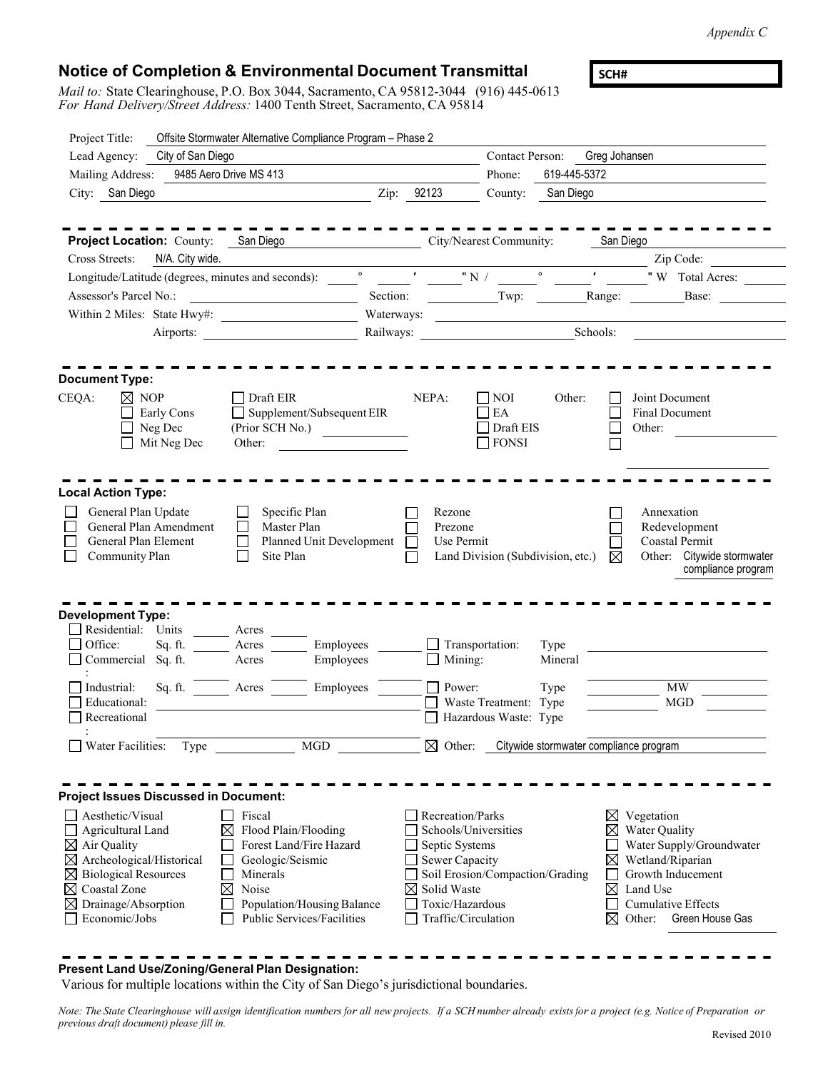*Appendix C*

## Notice of Completion & Environmental Document Transmittal

**SCH#**

*Mail to:* State Clearinghouse, P.O. Box 3044, Sacramento, CA 95812-3044 (916) 445-0613
*For Hand Delivery/Street Address:* 1400 Tenth Street, Sacramento, CA 95814

Project Title: Offsite Stormwater Alternative Compliance Program – Phase 2

Lead Agency: City of San Diego — Contact Person: Greg Johansen

Mailing Address: 9485 Aero Drive MS 413 — Phone: 619-445-5372

City: San Diego — Zip: 92123 — County: San Diego

---

**Project Location:** County: San Diego — City/Nearest Community: San Diego

Cross Streets: N/A. City wide. — Zip Code:

Longitude/Latitude (degrees, minutes and seconds): ° ′ ″ N / ° ′ ″ W Total Acres:

Assessor's Parcel No.: — Section: — Twp: — Range: — Base:

Within 2 Miles: State Hwy#: — Waterways:

Airports: — Railways: — Schools:

---

**Document Type:**

CEQA:
- ☒ NOP
- ☐ Early Cons
- ☐ Neg Dec
- ☐ Mit Neg Dec
- ☐ Draft EIR
- ☐ Supplement/Subsequent EIR (Prior SCH No.)
- Other:

NEPA:
- ☐ NOI
- ☐ EA
- ☐ Draft EIS
- ☐ FONSI

Other:
- ☐ Joint Document
- ☐ Final Document
- ☐ Other:
- ☐

---

**Local Action Type:**

- ☐ General Plan Update
- ☐ General Plan Amendment
- ☐ General Plan Element
- ☐ Community Plan
- ☐ Specific Plan
- ☐ Master Plan
- ☐ Planned Unit Development
- ☐ Site Plan
- ☐ Rezone
- ☐ Prezone
- ☐ Use Permit
- ☐ Land Division (Subdivision, etc.)
- ☐ Annexation
- ☐ Redevelopment
- ☐ Coastal Permit
- ☒ Other: Citywide stormwater compliance program

---

**Development Type:**

- ☐ Residential: Units ___ Acres ___
- ☐ Office: Sq. ft. ___ Acres ___ Employees ___
- ☐ Commercial: Sq. ft. ___ Acres ___ Employees ___
- ☐ Industrial: Sq. ft. ___ Acres ___ Employees ___
- ☐ Educational:
- ☐ Recreational:
- ☐ Water Facilities: Type ___ MGD ___
- ☐ Transportation: Type
- ☐ Mining: Mineral
- ☐ Power: Type ___ MW
- ☐ Waste Treatment: Type ___ MGD
- ☐ Hazardous Waste: Type
- ☒ Other: Citywide stormwater compliance program

---

**Project Issues Discussed in Document:**

- ☐ Aesthetic/Visual
- ☐ Agricultural Land
- ☒ Air Quality
- ☒ Archeological/Historical
- ☒ Biological Resources
- ☒ Coastal Zone
- ☒ Drainage/Absorption
- ☐ Economic/Jobs
- ☐ Fiscal
- ☒ Flood Plain/Flooding
- ☐ Forest Land/Fire Hazard
- ☐ Geologic/Seismic
- ☐ Minerals
- ☒ Noise
- ☐ Population/Housing Balance
- ☐ Public Services/Facilities
- ☐ Recreation/Parks
- ☐ Schools/Universities
- ☐ Septic Systems
- ☐ Sewer Capacity
- ☐ Soil Erosion/Compaction/Grading
- ☒ Solid Waste
- ☐ Toxic/Hazardous
- ☐ Traffic/Circulation
- ☒ Vegetation
- ☒ Water Quality
- ☐ Water Supply/Groundwater
- ☒ Wetland/Riparian
- ☐ Growth Inducement
- ☒ Land Use
- ☐ Cumulative Effects
- ☒ Other: Green House Gas

---

**Present Land Use/Zoning/General Plan Designation:**

Various for multiple locations within the City of San Diego's jurisdictional boundaries.

*Note: The State Clearinghouse will assign identification numbers for all new projects. If a SCH number already exists for a project (e.g. Notice of Preparation or previous draft document) please fill in.*

Revised 2010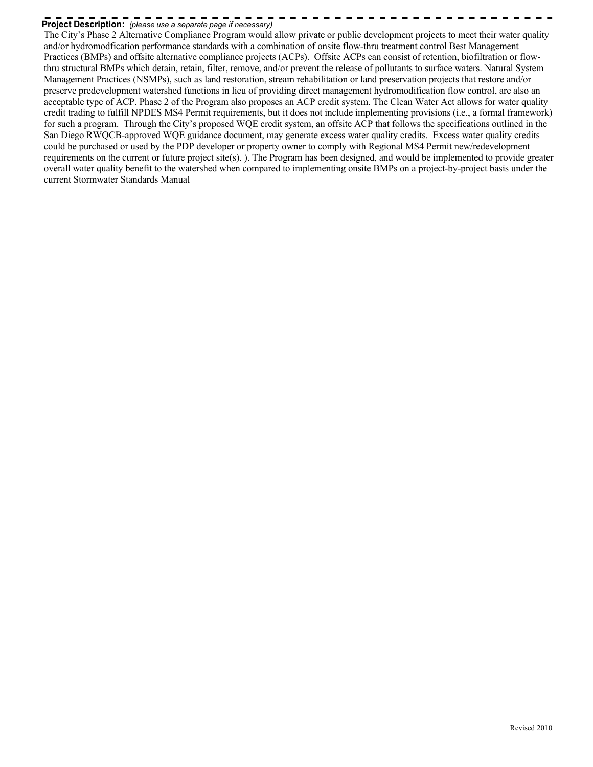**Project Description:** *(please use a separate page if necessary)*

The City's Phase 2 Alternative Compliance Program would allow private or public development projects to meet their water quality and/or hydromodfication performance standards with a combination of onsite flow-thru treatment control Best Management Practices (BMPs) and offsite alternative compliance projects (ACPs). Offsite ACPs can consist of retention, biofiltration or flow-thru structural BMPs which detain, retain, filter, remove, and/or prevent the release of pollutants to surface waters. Natural System Management Practices (NSMPs), such as land restoration, stream rehabilitation or land preservation projects that restore and/or preserve predevelopment watershed functions in lieu of providing direct management hydromodification flow control, are also an acceptable type of ACP. Phase 2 of the Program also proposes an ACP credit system. The Clean Water Act allows for water quality credit trading to fulfill NPDES MS4 Permit requirements, but it does not include implementing provisions (i.e., a formal framework) for such a program. Through the City's proposed WQE credit system, an offsite ACP that follows the specifications outlined in the San Diego RWQCB-approved WQE guidance document, may generate excess water quality credits. Excess water quality credits could be purchased or used by the PDP developer or property owner to comply with Regional MS4 Permit new/redevelopment requirements on the current or future project site(s). ). The Program has been designed, and would be implemented to provide greater overall water quality benefit to the watershed when compared to implementing onsite BMPs on a project-by-project basis under the current Stormwater Standards Manual

Revised 2010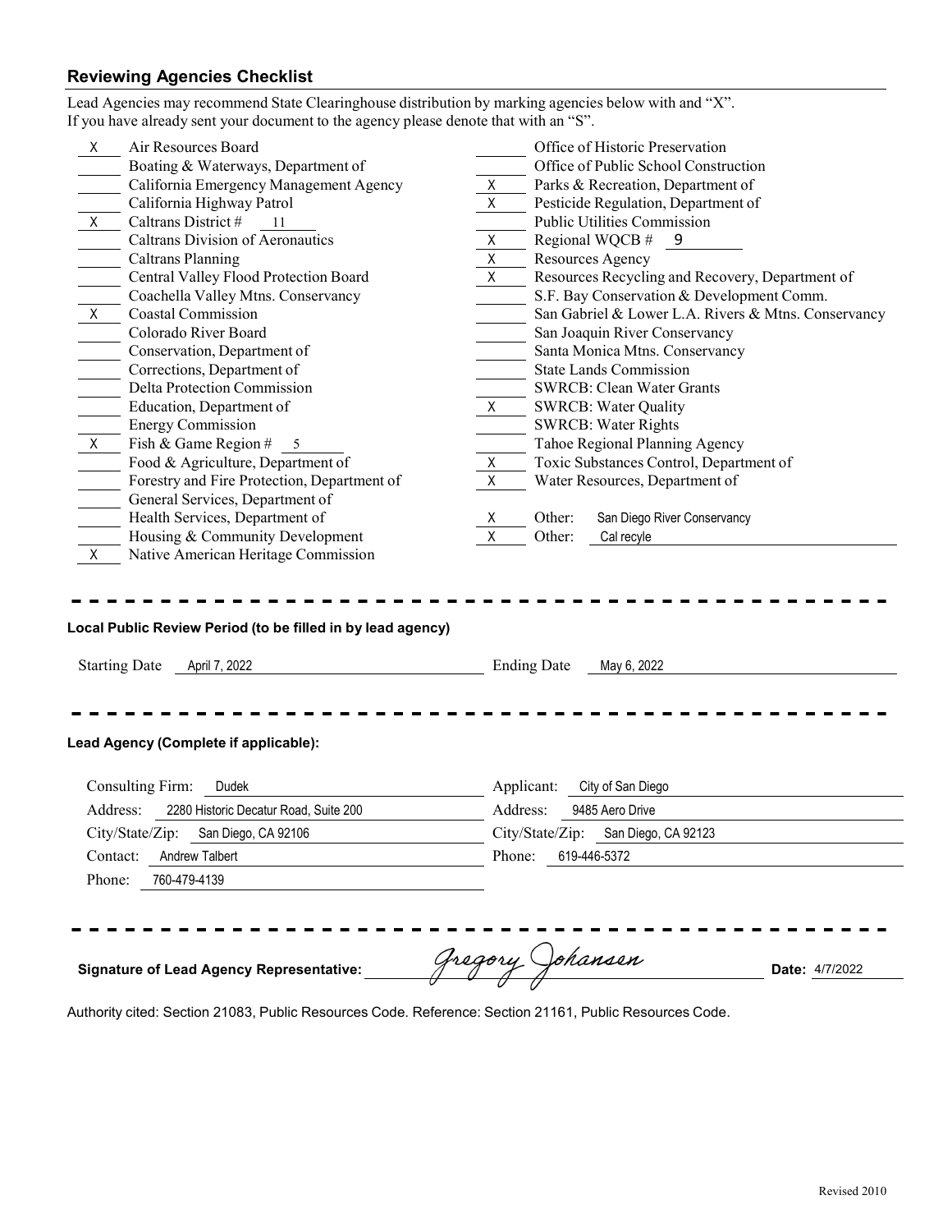## Reviewing Agencies Checklist

Lead Agencies may recommend State Clearinghouse distribution by marking agencies below with and "X".
If you have already sent your document to the agency please denote that with an "S".

| | | | |
|---|---|---|---|
| X | Air Resources Board | | Office of Historic Preservation |
| | Boating & Waterways, Department of | | Office of Public School Construction |
| | California Emergency Management Agency | X | Parks & Recreation, Department of |
| | California Highway Patrol | X | Pesticide Regulation, Department of |
| X | Caltrans District # 11 | | Public Utilities Commission |
| | Caltrans Division of Aeronautics | X | Regional WQCB # 9 |
| | Caltrans Planning | X | Resources Agency |
| | Central Valley Flood Protection Board | X | Resources Recycling and Recovery, Department of |
| | Coachella Valley Mtns. Conservancy | | S.F. Bay Conservation & Development Comm. |
| X | Coastal Commission | | San Gabriel & Lower L.A. Rivers & Mtns. Conservancy |
| | Colorado River Board | | San Joaquin River Conservancy |
| | Conservation, Department of | | Santa Monica Mtns. Conservancy |
| | Corrections, Department of | | State Lands Commission |
| | Delta Protection Commission | | SWRCB: Clean Water Grants |
| | Education, Department of | X | SWRCB: Water Quality |
| | Energy Commission | | SWRCB: Water Rights |
| X | Fish & Game Region # 5 | | Tahoe Regional Planning Agency |
| | Food & Agriculture, Department of | X | Toxic Substances Control, Department of |
| | Forestry and Fire Protection, Department of | X | Water Resources, Department of |
| | General Services, Department of | | |
| | Health Services, Department of | X | Other: San Diego River Conservancy |
| | Housing & Community Development | X | Other: Cal recyle |
| X | Native American Heritage Commission | | |

---

**Local Public Review Period (to be filled in by lead agency)**

Starting Date April 7, 2022 Ending Date May 6, 2022

---

**Lead Agency (Complete if applicable):**

| | |
|---|---|
| Consulting Firm: Dudek | Applicant: City of San Diego |
| Address: 2280 Historic Decatur Road, Suite 200 | Address: 9485 Aero Drive |
| City/State/Zip: San Diego, CA 92106 | City/State/Zip: San Diego, CA 92123 |
| Contact: Andrew Talbert | Phone: 619-446-5372 |
| Phone: 760-479-4139 | |

---

**Signature of Lead Agency Representative:** Gregory Johansen **Date:** 4/7/2022

Authority cited: Section 21083, Public Resources Code. Reference: Section 21161, Public Resources Code.

Revised 2010